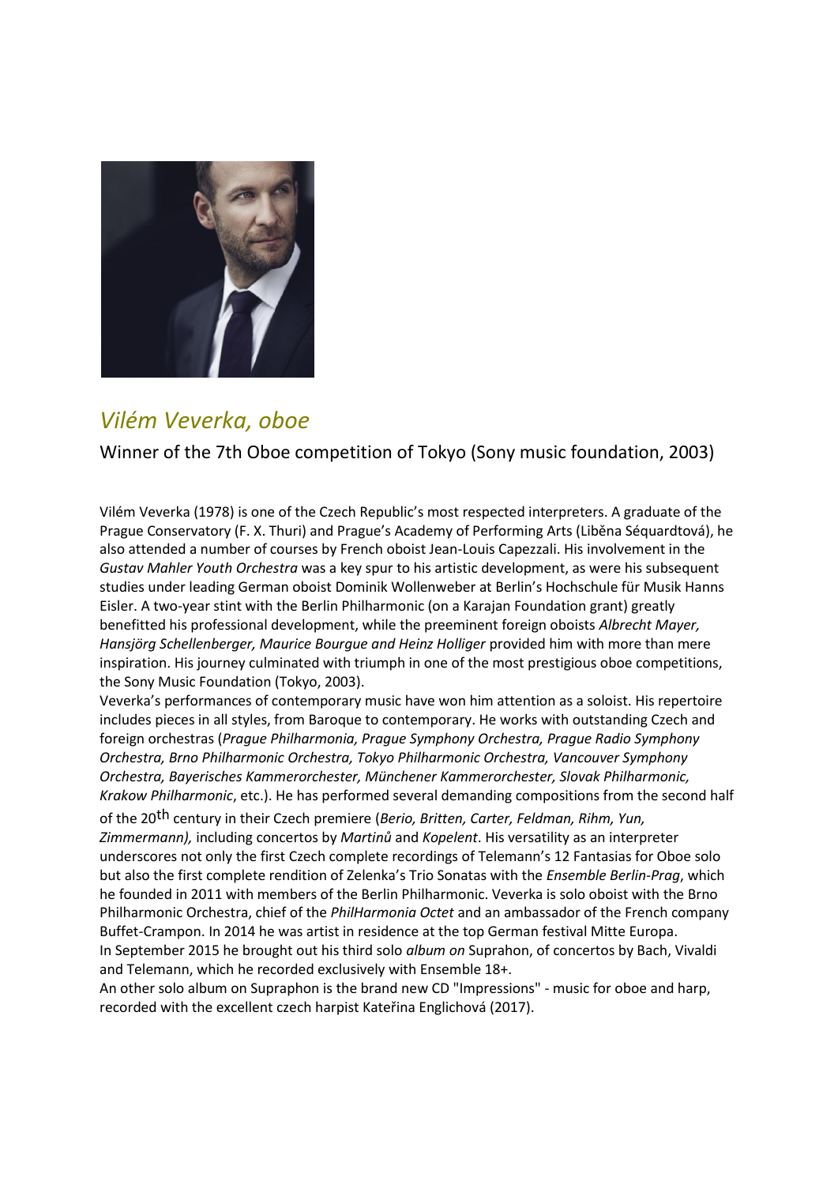## *Vilém Veverka, oboe*

Winner of the 7th Oboe competition of Tokyo (Sony music foundation, 2003)

Vilém Veverka (1978) is one of the Czech Republic's most respected interpreters. A graduate of the Prague Conservatory (F. X. Thuri) and Prague's Academy of Performing Arts (Liběna Séquardtová), he also attended a number of courses by French oboist Jean-Louis Capezzali. His involvement in the *Gustav Mahler Youth Orchestra* was a key spur to his artistic development, as were his subsequent studies under leading German oboist Dominik Wollenweber at Berlin's Hochschule für Musik Hanns Eisler. A two-year stint with the Berlin Philharmonic (on a Karajan Foundation grant) greatly benefitted his professional development, while the preeminent foreign oboists *Albrecht Mayer, Hansjörg Schellenberger, Maurice Bourgue and Heinz Holliger* provided him with more than mere inspiration. His journey culminated with triumph in one of the most prestigious oboe competitions, the Sony Music Foundation (Tokyo, 2003).

Veverka's performances of contemporary music have won him attention as a soloist. His repertoire includes pieces in all styles, from Baroque to contemporary. He works with outstanding Czech and foreign orchestras (*Prague Philharmonia, Prague Symphony Orchestra, Prague Radio Symphony Orchestra, Brno Philharmonic Orchestra, Tokyo Philharmonic Orchestra, Vancouver Symphony Orchestra, Bayerisches Kammerorchester, Münchener Kammerorchester, Slovak Philharmonic, Krakow Philharmonic*, etc.). He has performed several demanding compositions from the second half of the 20th century in their Czech premiere (*Berio, Britten, Carter, Feldman, Rihm, Yun, Zimmermann),* including concertos by *Martinů* and *Kopelent*. His versatility as an interpreter underscores not only the first Czech complete recordings of Telemann's 12 Fantasias for Oboe solo but also the first complete rendition of Zelenka's Trio Sonatas with the *Ensemble Berlin-Prag*, which he founded in 2011 with members of the Berlin Philharmonic. Veverka is solo oboist with the Brno Philharmonic Orchestra, chief of the *PhilHarmonia Octet* and an ambassador of the French company Buffet-Crampon. In 2014 he was artist in residence at the top German festival Mitte Europa.

In September 2015 he brought out his third solo *album on* Suprahon, of concertos by Bach, Vivaldi and Telemann, which he recorded exclusively with Ensemble 18+.

An other solo album on Supraphon is the brand new CD "Impressions" - music for oboe and harp, recorded with the excellent czech harpist Kateřina Englichová (2017).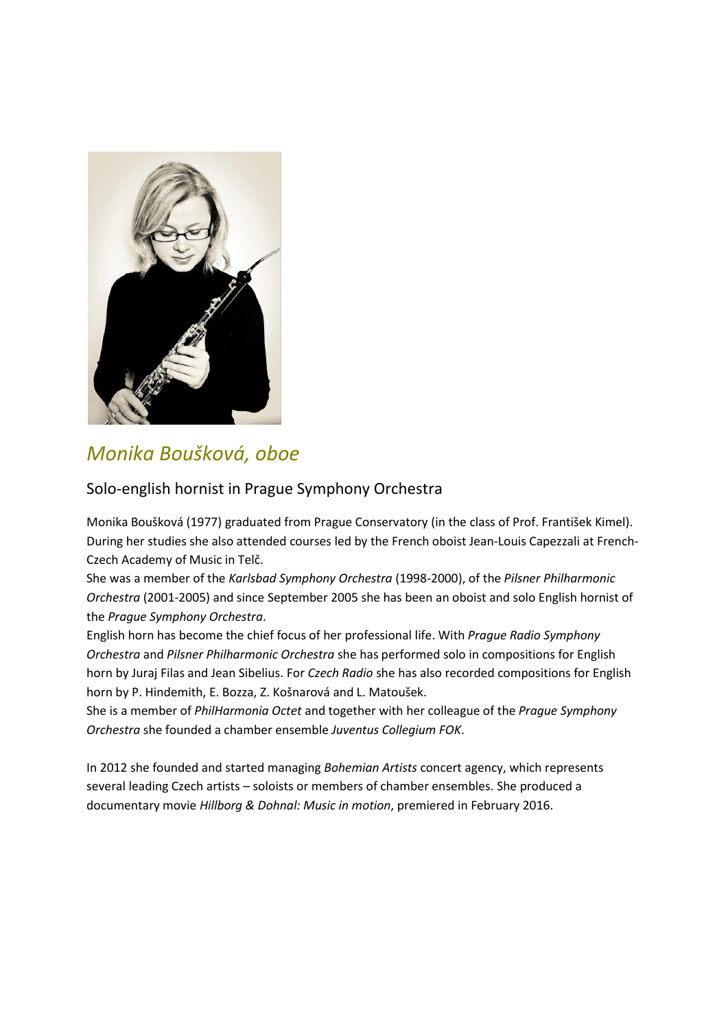# *Monika Boušková, oboe*

## Solo-english hornist in Prague Symphony Orchestra

Monika Boušková (1977) graduated from Prague Conservatory (in the class of Prof. František Kimel). During her studies she also attended courses led by the French oboist Jean-Louis Capezzali at French-Czech Academy of Music in Telč.

She was a member of the *Karlsbad Symphony Orchestra* (1998-2000), of the *Pilsner Philharmonic Orchestra* (2001-2005) and since September 2005 she has been an oboist and solo English hornist of the *Prague Symphony Orchestra*.

English horn has become the chief focus of her professional life. With *Prague Radio Symphony Orchestra* and *Pilsner Philharmonic Orchestra* she has performed solo in compositions for English horn by Juraj Filas and Jean Sibelius. For *Czech Radio* she has also recorded compositions for English horn by P. Hindemith, E. Bozza, Z. Košnarová and L. Matoušek.

She is a member of *PhilHarmonia Octet* and together with her colleague of the *Prague Symphony Orchestra* she founded a chamber ensemble *Juventus Collegium FOK*.

In 2012 she founded and started managing *Bohemian Artists* concert agency, which represents several leading Czech artists – soloists or members of chamber ensembles. She produced a documentary movie *Hillborg & Dohnal: Music in motion*, premiered in February 2016.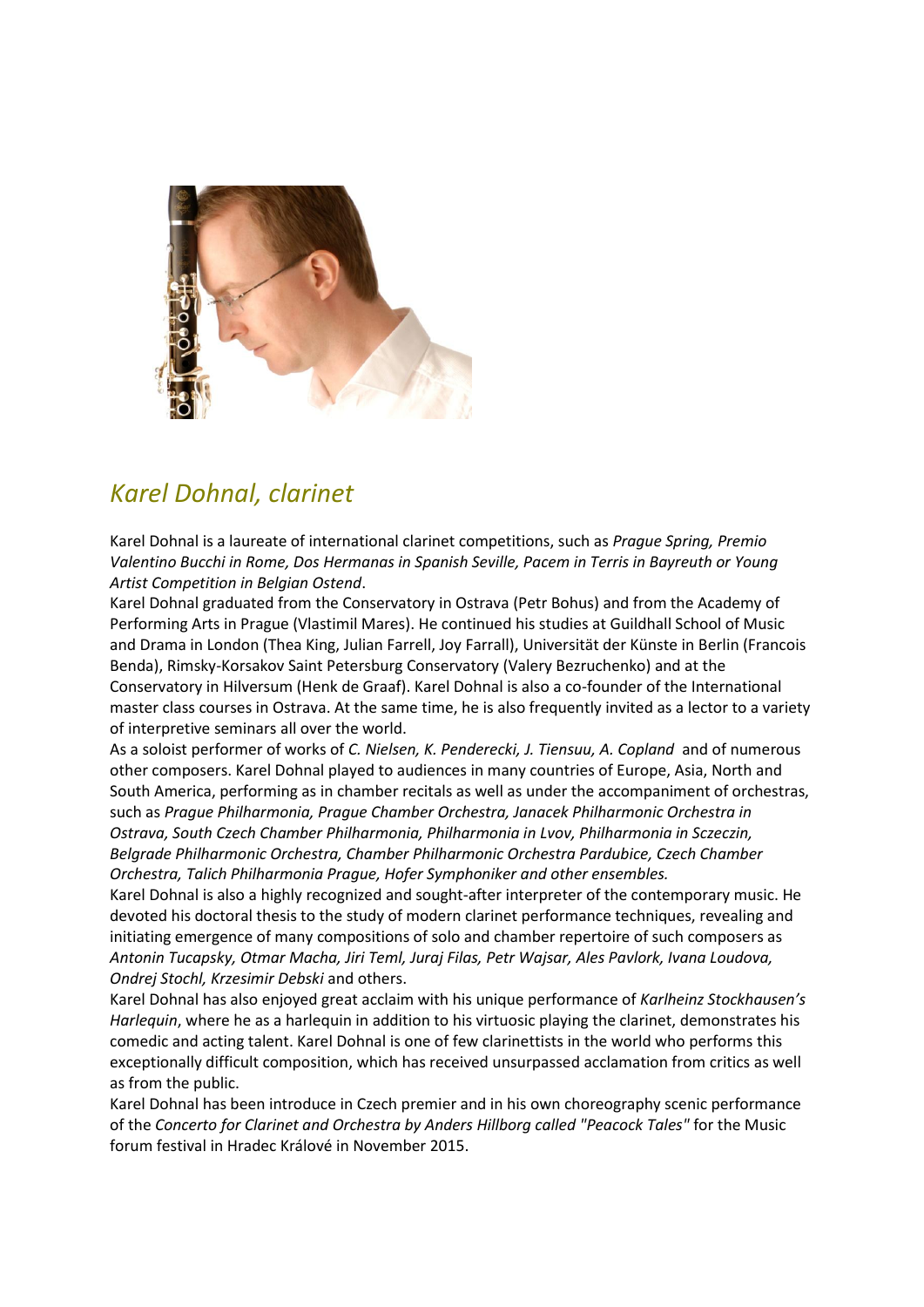## *Karel Dohnal, clarinet*

Karel Dohnal is a laureate of international clarinet competitions, such as *Prague Spring, Premio Valentino Bucchi in Rome, Dos Hermanas in Spanish Seville, Pacem in Terris in Bayreuth or Young Artist Competition in Belgian Ostend*.

Karel Dohnal graduated from the Conservatory in Ostrava (Petr Bohus) and from the Academy of Performing Arts in Prague (Vlastimil Mares). He continued his studies at Guildhall School of Music and Drama in London (Thea King, Julian Farrell, Joy Farrall), Universität der Künste in Berlin (Francois Benda), Rimsky-Korsakov Saint Petersburg Conservatory (Valery Bezruchenko) and at the Conservatory in Hilversum (Henk de Graaf). Karel Dohnal is also a co-founder of the International master class courses in Ostrava. At the same time, he is also frequently invited as a lector to a variety of interpretive seminars all over the world.

As a soloist performer of works of *C. Nielsen, K. Penderecki, J. Tiensuu, A. Copland* and of numerous other composers. Karel Dohnal played to audiences in many countries of Europe, Asia, North and South America, performing as in chamber recitals as well as under the accompaniment of orchestras, such as *Prague Philharmonia, Prague Chamber Orchestra, Janacek Philharmonic Orchestra in Ostrava, South Czech Chamber Philharmonia, Philharmonia in Lvov, Philharmonia in Szeczin, Belgrade Philharmonic Orchestra, Chamber Philharmonic Orchestra Pardubice, Czech Chamber Orchestra, Talich Philharmonia Prague, Hofer Symphoniker and other ensembles.*

Karel Dohnal is also a highly recognized and sought-after interpreter of the contemporary music. He devoted his doctoral thesis to the study of modern clarinet performance techniques, revealing and initiating emergence of many compositions of solo and chamber repertoire of such composers as *Antonin Tucapsky, Otmar Macha, Jiri Teml, Juraj Filas, Petr Wajsar, Ales Pavlork, Ivana Loudova, Ondrej Stochl, Krzesimir Debski* and others.

Karel Dohnal has also enjoyed great acclaim with his unique performance of *Karlheinz Stockhausen's Harlequin*, where he as a harlequin in addition to his virtuosic playing the clarinet, demonstrates his comedic and acting talent. Karel Dohnal is one of few clarinettists in the world who performs this exceptionally difficult composition, which has received unsurpassed acclamation from critics as well as from the public.

Karel Dohnal has been introduce in Czech premier and in his own choreography scenic performance of the *Concerto for Clarinet and Orchestra by Anders Hillborg called "Peacock Tales"* for the Music forum festival in Hradec Králové in November 2015.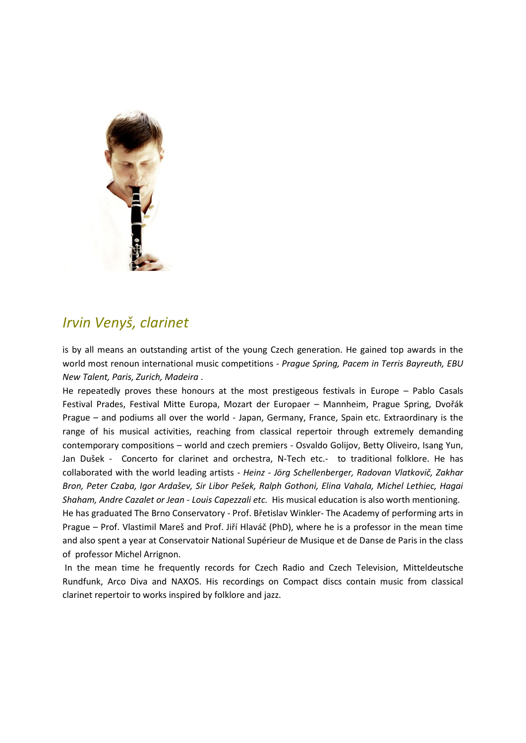## *Irvin Venyš, clarinet*

is by all means an outstanding artist of the young Czech generation. He gained top awards in the world most renoun international music competitions - *Prague Spring, Pacem in Terris Bayreuth, EBU New Talent, Paris, Zurich, Madeira* .

He repeatedly proves these honours at the most prestigeous festivals in Europe – Pablo Casals Festival Prades, Festival Mitte Europa, Mozart der Europaer – Mannheim, Prague Spring, Dvořák Prague – and podiums all over the world - Japan, Germany, France, Spain etc. Extraordinary is the range of his musical activities, reaching from classical repertoir through extremely demanding contemporary compositions – world and czech premiers - Osvaldo Golijov, Betty Oliveiro, Isang Yun, Jan Dušek - Concerto for clarinet and orchestra, N-Tech etc.- to traditional folklore. He has collaborated with the world leading artists - *Heinz - Jörg Schellenberger, Radovan Vlatkovič, Zakhar Bron, Peter Czaba, Igor Ardašev, Sir Libor Pešek, Ralph Gothoni, Elina Vahala, Michel Lethiec, Hagai Shaham, Andre Cazalet or Jean - Louis Capezzali etc.* His musical education is also worth mentioning.

He has graduated The Brno Conservatory - Prof. Břetislav Winkler- The Academy of performing arts in Prague – Prof. Vlastimil Mareš and Prof. Jiří Hlaváč (PhD), where he is a professor in the mean time and also spent a year at Conservatoir National Supérieur de Musique et de Danse de Paris in the class of professor Michel Arrignon.

In the mean time he frequently records for Czech Radio and Czech Television, Mitteldeutsche Rundfunk, Arco Diva and NAXOS. His recordings on Compact discs contain music from classical clarinet repertoir to works inspired by folklore and jazz.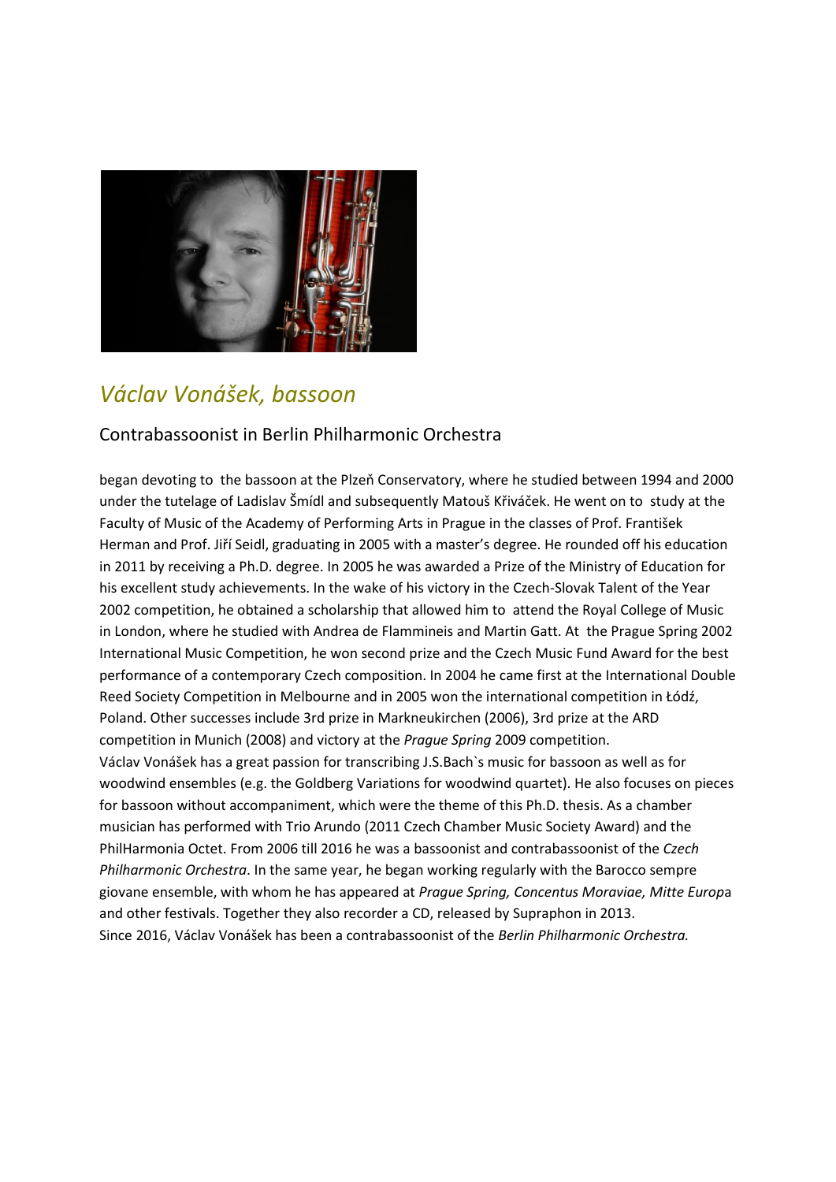## *Václav Vonášek, bassoon*

### Contrabassoonist in Berlin Philharmonic Orchestra

began devoting to the bassoon at the Plzeň Conservatory, where he studied between 1994 and 2000 under the tutelage of Ladislav Šmídl and subsequently Matouš Křiváček. He went on to study at the Faculty of Music of the Academy of Performing Arts in Prague in the classes of Prof. František Herman and Prof. Jiří Seidl, graduating in 2005 with a master's degree. He rounded off his education in 2011 by receiving a Ph.D. degree. In 2005 he was awarded a Prize of the Ministry of Education for his excellent study achievements. In the wake of his victory in the Czech-Slovak Talent of the Year 2002 competition, he obtained a scholarship that allowed him to attend the Royal College of Music in London, where he studied with Andrea de Flammineis and Martin Gatt. At the Prague Spring 2002 International Music Competition, he won second prize and the Czech Music Fund Award for the best performance of a contemporary Czech composition. In 2004 he came first at the International Double Reed Society Competition in Melbourne and in 2005 won the international competition in Łódź, Poland. Other successes include 3rd prize in Markneukirchen (2006), 3rd prize at the ARD competition in Munich (2008) and victory at the *Prague Spring* 2009 competition.
Václav Vonášek has a great passion for transcribing J.S.Bach`s music for bassoon as well as for woodwind ensembles (e.g. the Goldberg Variations for woodwind quartet). He also focuses on pieces for bassoon without accompaniment, which were the theme of this Ph.D. thesis. As a chamber musician has performed with Trio Arundo (2011 Czech Chamber Music Society Award) and the PhilHarmonia Octet. From 2006 till 2016 he was a bassoonist and contrabassoonist of the *Czech Philharmonic Orchestra*. In the same year, he began working regularly with the Barocco sempre giovane ensemble, with whom he has appeared at *Prague Spring, Concentus Moraviae, Mitte Europ*a and other festivals. Together they also recorder a CD, released by Supraphon in 2013.
Since 2016, Václav Vonášek has been a contrabassoonist of the *Berlin Philharmonic Orchestra.*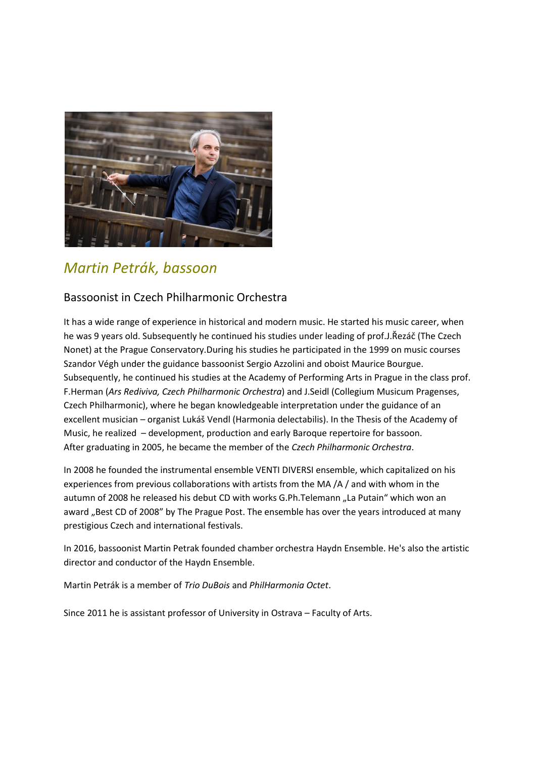## *Martin Petrák, bassoon*

### Bassoonist in Czech Philharmonic Orchestra

It has a wide range of experience in historical and modern music. He started his music career, when he was 9 years old. Subsequently he continued his studies under leading of prof.J.Řezáč (The Czech Nonet) at the Prague Conservatory.During his studies he participated in the 1999 on music courses Szandor Végh under the guidance bassoonist Sergio Azzolini and oboist Maurice Bourgue. Subsequently, he continued his studies at the Academy of Performing Arts in Prague in the class prof. F.Herman (*Ars Rediviva, Czech Philharmonic Orchestra*) and J.Seidl (Collegium Musicum Pragenses, Czech Philharmonic), where he began knowledgeable interpretation under the guidance of an excellent musician – organist Lukáš Vendl (Harmonia delectabilis). In the Thesis of the Academy of Music, he realized – development, production and early Baroque repertoire for bassoon. After graduating in 2005, he became the member of the *Czech Philharmonic Orchestra*.

In 2008 he founded the instrumental ensemble VENTI DIVERSI ensemble, which capitalized on his experiences from previous collaborations with artists from the MA /A / and with whom in the autumn of 2008 he released his debut CD with works G.Ph.Telemann „La Putain" which won an award „Best CD of 2008" by The Prague Post. The ensemble has over the years introduced at many prestigious Czech and international festivals.

In 2016, bassoonist Martin Petrak founded chamber orchestra Haydn Ensemble. He's also the artistic director and conductor of the Haydn Ensemble.

Martin Petrák is a member of *Trio DuBois* and *PhilHarmonia Octet*.

Since 2011 he is assistant professor of University in Ostrava – Faculty of Arts.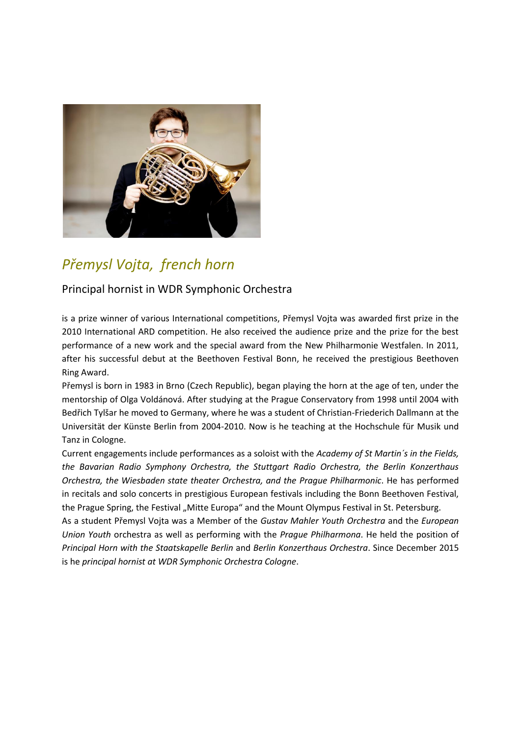## *Přemysl Vojta, french horn*

### Principal hornist in WDR Symphonic Orchestra

is a prize winner of various International competitions, Přemysl Vojta was awarded first prize in the 2010 International ARD competition. He also received the audience prize and the prize for the best performance of a new work and the special award from the New Philharmonie Westfalen. In 2011, after his successful debut at the Beethoven Festival Bonn, he received the prestigious Beethoven Ring Award.

Přemysl is born in 1983 in Brno (Czech Republic), began playing the horn at the age of ten, under the mentorship of Olga Voldánová. After studying at the Prague Conservatory from 1998 until 2004 with Bedřich Tylšar he moved to Germany, where he was a student of Christian-Friederich Dallmann at the Universität der Künste Berlin from 2004-2010. Now is he teaching at the Hochschule für Musik und Tanz in Cologne.

Current engagements include performances as a soloist with the *Academy of St Martin´s in the Fields, the Bavarian Radio Symphony Orchestra, the Stuttgart Radio Orchestra, the Berlin Konzerthaus Orchestra, the Wiesbaden state theater Orchestra, and the Prague Philharmonic*. He has performed in recitals and solo concerts in prestigious European festivals including the Bonn Beethoven Festival, the Prague Spring, the Festival „Mitte Europa" and the Mount Olympus Festival in St. Petersburg.

As a student Přemysl Vojta was a Member of the *Gustav Mahler Youth Orchestra* and the *European Union Youth* orchestra as well as performing with the *Prague Philharmona*. He held the position of *Principal Horn with the Staatskapelle Berlin* and *Berlin Konzerthaus Orchestra*. Since December 2015 is he *principal hornist at WDR Symphonic Orchestra Cologne*.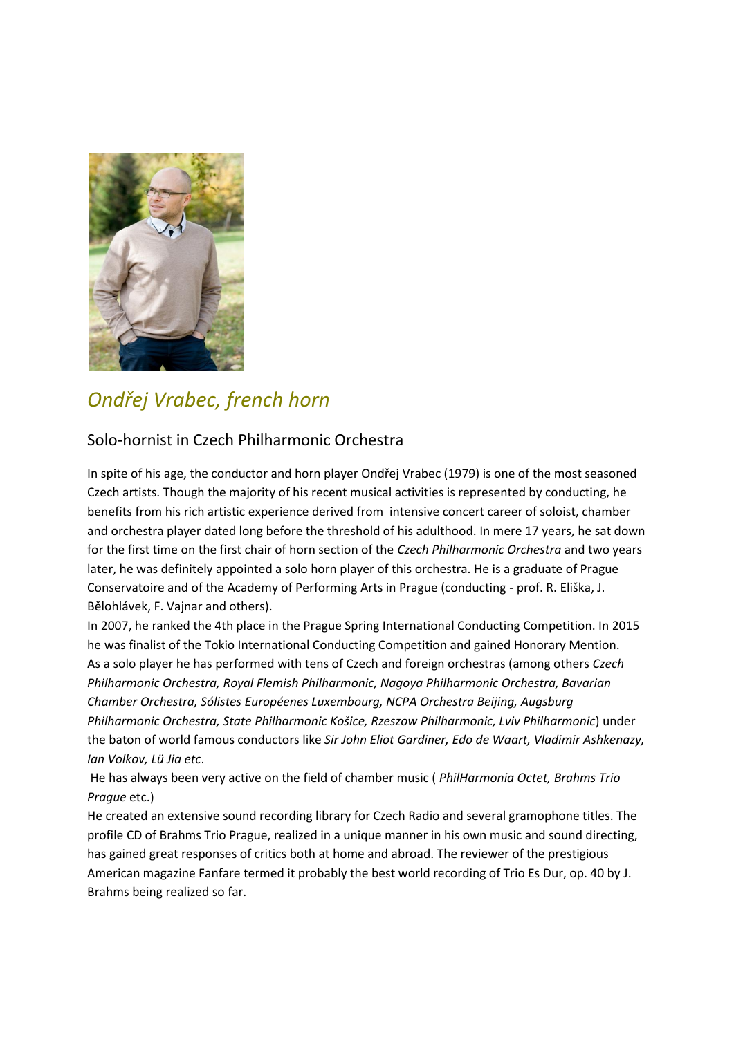## *Ondřej Vrabec, french horn*

### Solo-hornist in Czech Philharmonic Orchestra

In spite of his age, the conductor and horn player Ondřej Vrabec (1979) is one of the most seasoned Czech artists. Though the majority of his recent musical activities is represented by conducting, he benefits from his rich artistic experience derived from intensive concert career of soloist, chamber and orchestra player dated long before the threshold of his adulthood. In mere 17 years, he sat down for the first time on the first chair of horn section of the *Czech Philharmonic Orchestra* and two years later, he was definitely appointed a solo horn player of this orchestra. He is a graduate of Prague Conservatoire and of the Academy of Performing Arts in Prague (conducting - prof. R. Eliška, J. Bělohlávek, F. Vajnar and others).

In 2007, he ranked the 4th place in the Prague Spring International Conducting Competition. In 2015 he was finalist of the Tokio International Conducting Competition and gained Honorary Mention. As a solo player he has performed with tens of Czech and foreign orchestras (among others *Czech Philharmonic Orchestra, Royal Flemish Philharmonic, Nagoya Philharmonic Orchestra, Bavarian Chamber Orchestra, Sólistes Européenes Luxembourg, NCPA Orchestra Beijing, Augsburg Philharmonic Orchestra, State Philharmonic Košice, Rzeszow Philharmonic, Lviv Philharmonic*) under the baton of world famous conductors like *Sir John Eliot Gardiner, Edo de Waart, Vladimir Ashkenazy, Ian Volkov, Lü Jia etc*.

He has always been very active on the field of chamber music ( *PhilHarmonia Octet, Brahms Trio Prague* etc.)

He created an extensive sound recording library for Czech Radio and several gramophone titles. The profile CD of Brahms Trio Prague, realized in a unique manner in his own music and sound directing, has gained great responses of critics both at home and abroad. The reviewer of the prestigious American magazine Fanfare termed it probably the best world recording of Trio Es Dur, op. 40 by J. Brahms being realized so far.